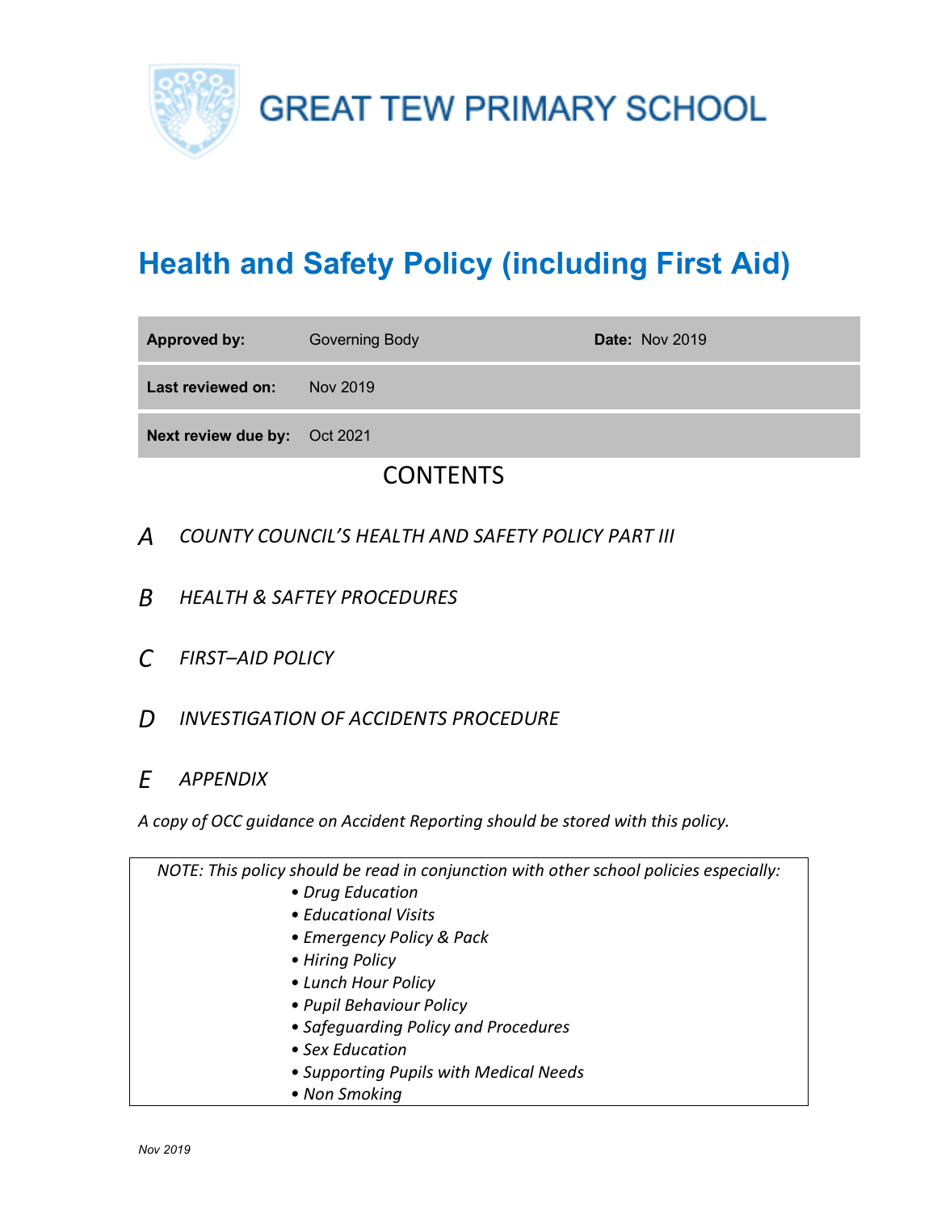# GREAT TEW PRIMARY SCHOOL

# Health and Safety Policy (including First Aid)

| **Approved by:** | Governing Body | **Date:** Nov 2019 |
|---|---|---|
| **Last reviewed on:** | Nov 2019 | |
| **Next review due by:** | Oct 2021 | |

## CONTENTS

*A* *COUNTY COUNCIL'S HEALTH AND SAFETY POLICY PART III*

*B* *HEALTH & SAFTEY PROCEDURES*

*C* *FIRST–AID POLICY*

*D* *INVESTIGATION OF ACCIDENTS PROCEDURE*

*E* *APPENDIX*

*A copy of OCC guidance on Accident Reporting should be stored with this policy.*

*NOTE: This policy should be read in conjunction with other school policies especially:*

- *Drug Education*
- *Educational Visits*
- *Emergency Policy & Pack*
- *Hiring Policy*
- *Lunch Hour Policy*
- *Pupil Behaviour Policy*
- *Safeguarding Policy and Procedures*
- *Sex Education*
- *Supporting Pupils with Medical Needs*
- *Non Smoking*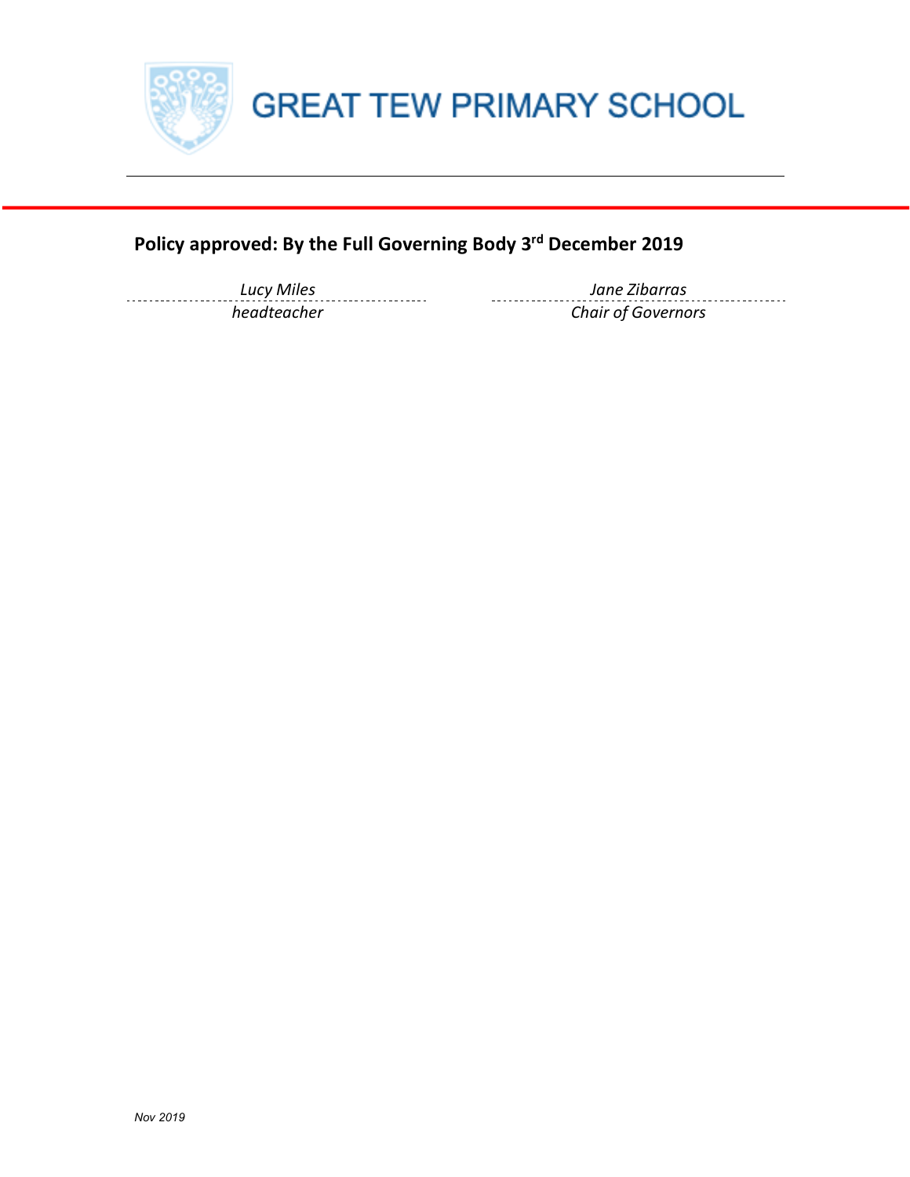# GREAT TEW PRIMARY SCHOOL

**Policy approved: By the Full Governing Body 3rd December 2019**

| *Lucy Miles* | *Jane Zibarras* |
|---|---|
| *headteacher* | *Chair of Governors* |

*Nov 2019*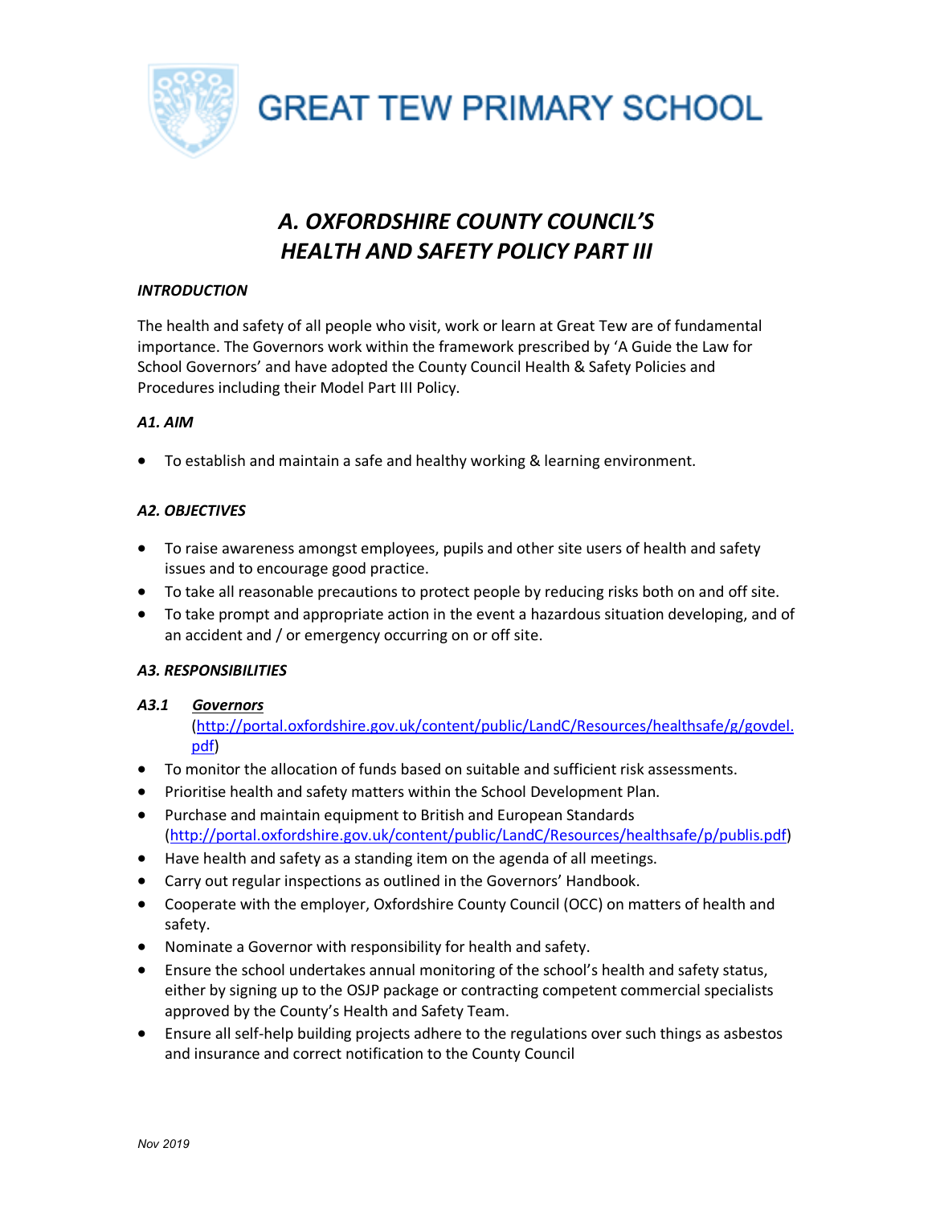# GREAT TEW PRIMARY SCHOOL

## *A. OXFORDSHIRE COUNTY COUNCIL'S HEALTH AND SAFETY POLICY PART III*

### *INTRODUCTION*

The health and safety of all people who visit, work or learn at Great Tew are of fundamental importance. The Governors work within the framework prescribed by 'A Guide the Law for School Governors' and have adopted the County Council Health & Safety Policies and Procedures including their Model Part III Policy.

### *A1. AIM*

- To establish and maintain a safe and healthy working & learning environment.

### *A2. OBJECTIVES*

- To raise awareness amongst employees, pupils and other site users of health and safety issues and to encourage good practice.
- To take all reasonable precautions to protect people by reducing risks both on and off site.
- To take prompt and appropriate action in the event a hazardous situation developing, and of an accident and / or emergency occurring on or off site.

### *A3. RESPONSIBILITIES*

#### *A3.1 Governors*

(http://portal.oxfordshire.gov.uk/content/public/LandC/Resources/healthsafe/g/govdel.pdf)

- To monitor the allocation of funds based on suitable and sufficient risk assessments.
- Prioritise health and safety matters within the School Development Plan.
- Purchase and maintain equipment to British and European Standards (http://portal.oxfordshire.gov.uk/content/public/LandC/Resources/healthsafe/p/publis.pdf)
- Have health and safety as a standing item on the agenda of all meetings.
- Carry out regular inspections as outlined in the Governors' Handbook.
- Cooperate with the employer, Oxfordshire County Council (OCC) on matters of health and safety.
- Nominate a Governor with responsibility for health and safety.
- Ensure the school undertakes annual monitoring of the school's health and safety status, either by signing up to the OSJP package or contracting competent commercial specialists approved by the County's Health and Safety Team.
- Ensure all self-help building projects adhere to the regulations over such things as asbestos and insurance and correct notification to the County Council

*Nov 2019*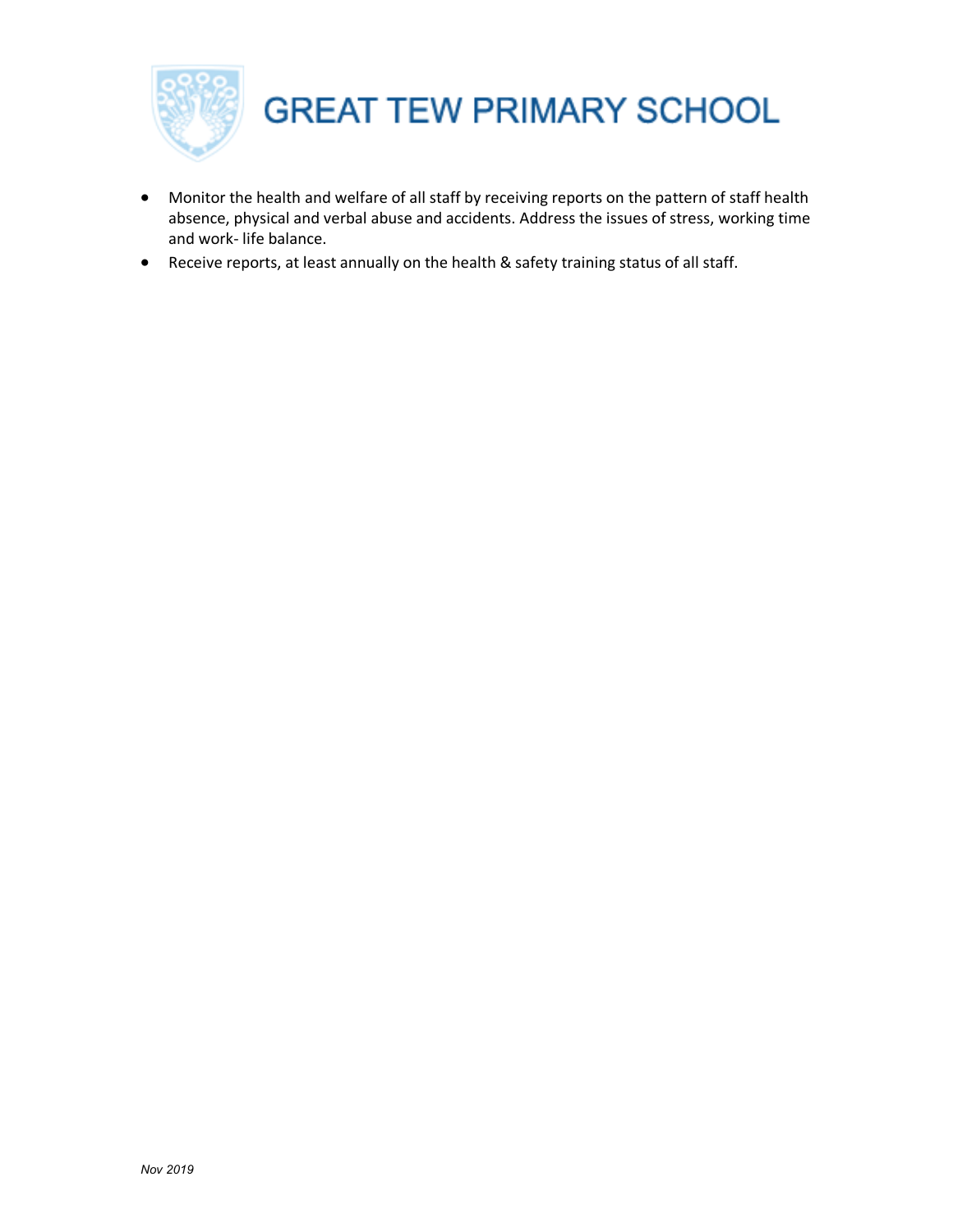- Monitor the health and welfare of all staff by receiving reports on the pattern of staff health absence, physical and verbal abuse and accidents. Address the issues of stress, working time and work- life balance.
- Receive reports, at least annually on the health & safety training status of all staff.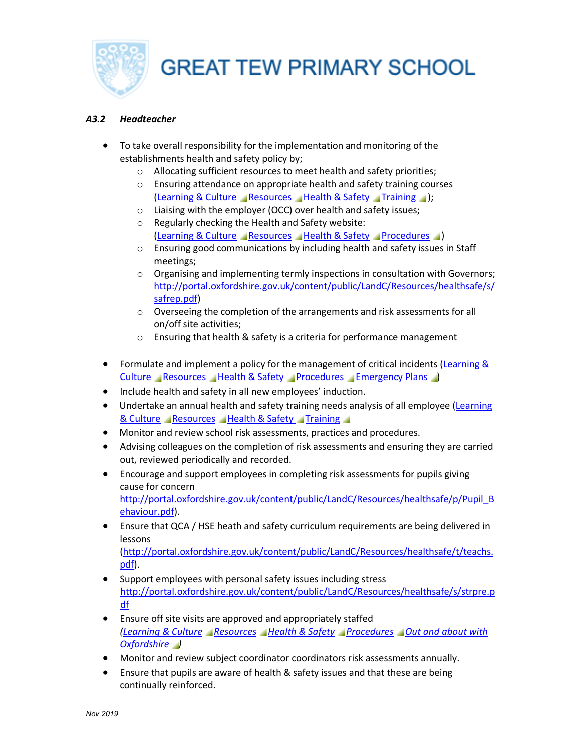### *A3.2 Headteacher*

- To take overall responsibility for the implementation and monitoring of the establishments health and safety policy by;
  - Allocating sufficient resources to meet health and safety priorities;
  - Ensuring attendance on appropriate health and safety training courses (Learning & Culture Resources Health & Safety Training );
  - Liaising with the employer (OCC) over health and safety issues;
  - Regularly checking the Health and Safety website: (Learning & Culture Resources Health & Safety Procedures )
  - Ensuring good communications by including health and safety issues in Staff meetings;
  - Organising and implementing termly inspections in consultation with Governors; http://portal.oxfordshire.gov.uk/content/public/LandC/Resources/healthsafe/s/safrep.pdf)
  - Overseeing the completion of the arrangements and risk assessments for all on/off site activities;
  - Ensuring that health & safety is a criteria for performance management

- Formulate and implement a policy for the management of critical incidents (Learning & Culture Resources Health & Safety Procedures Emergency Plans )
- Include health and safety in all new employees' induction.
- Undertake an annual health and safety training needs analysis of all employee (Learning & Culture Resources Health & Safety Training
- Monitor and review school risk assessments, practices and procedures.
- Advising colleagues on the completion of risk assessments and ensuring they are carried out, reviewed periodically and recorded.
- Encourage and support employees in completing risk assessments for pupils giving cause for concern http://portal.oxfordshire.gov.uk/content/public/LandC/Resources/healthsafe/p/Pupil_Behaviour.pdf).
- Ensure that QCA / HSE heath and safety curriculum requirements are being delivered in lessons (http://portal.oxfordshire.gov.uk/content/public/LandC/Resources/healthsafe/t/teachs.pdf).
- Support employees with personal safety issues including stress http://portal.oxfordshire.gov.uk/content/public/LandC/Resources/healthsafe/s/strpre.pdf
- Ensure off site visits are approved and appropriately staffed *(Learning & Culture Resources Health & Safety Procedures Out and about with Oxfordshire )*
- Monitor and review subject coordinator coordinators risk assessments annually.
- Ensure that pupils are aware of health & safety issues and that these are being continually reinforced.

*Nov 2019*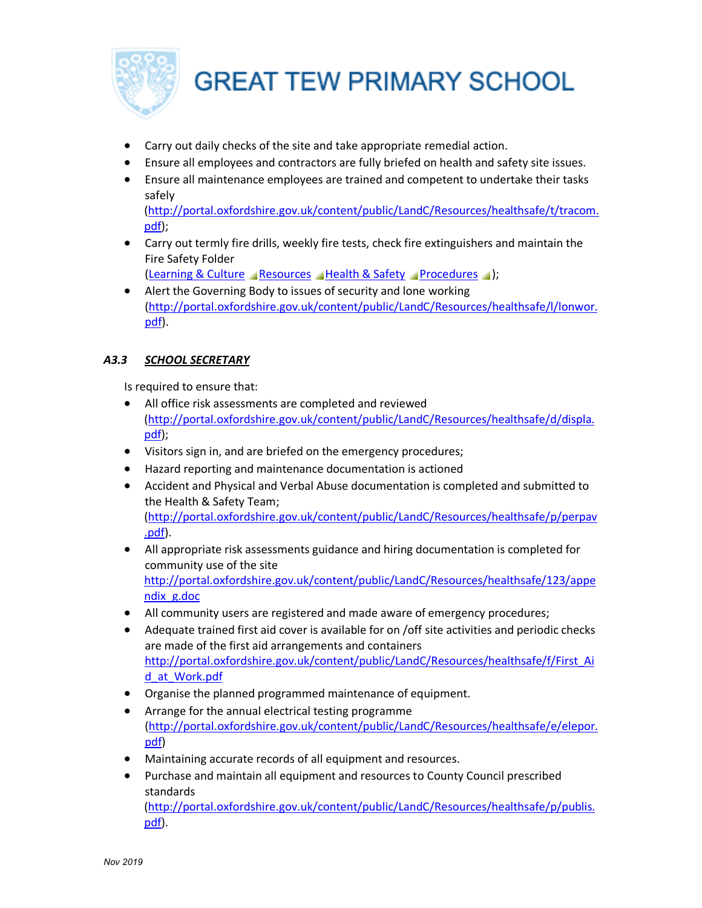- Carry out daily checks of the site and take appropriate remedial action.
- Ensure all employees and contractors are fully briefed on health and safety site issues.
- Ensure all maintenance employees are trained and competent to undertake their tasks safely (http://portal.oxfordshire.gov.uk/content/public/LandC/Resources/healthsafe/t/tracom.pdf);
- Carry out termly fire drills, weekly fire tests, check fire extinguishers and maintain the Fire Safety Folder (Learning & Culture Resources Health & Safety Procedures );
- Alert the Governing Body to issues of security and lone working (http://portal.oxfordshire.gov.uk/content/public/LandC/Resources/healthsafe/l/lonwor.pdf).

### *A3.3 SCHOOL SECRETARY*

Is required to ensure that:

- All office risk assessments are completed and reviewed (http://portal.oxfordshire.gov.uk/content/public/LandC/Resources/healthsafe/d/displa.pdf);
- Visitors sign in, and are briefed on the emergency procedures;
- Hazard reporting and maintenance documentation is actioned
- Accident and Physical and Verbal Abuse documentation is completed and submitted to the Health & Safety Team; (http://portal.oxfordshire.gov.uk/content/public/LandC/Resources/healthsafe/p/perpav.pdf).
- All appropriate risk assessments guidance and hiring documentation is completed for community use of the site http://portal.oxfordshire.gov.uk/content/public/LandC/Resources/healthsafe/123/appendix_g.doc
- All community users are registered and made aware of emergency procedures;
- Adequate trained first aid cover is available for on /off site activities and periodic checks are made of the first aid arrangements and containers http://portal.oxfordshire.gov.uk/content/public/LandC/Resources/healthsafe/f/First_Aid_at_Work.pdf
- Organise the planned programmed maintenance of equipment.
- Arrange for the annual electrical testing programme (http://portal.oxfordshire.gov.uk/content/public/LandC/Resources/healthsafe/e/elepor.pdf)
- Maintaining accurate records of all equipment and resources.
- Purchase and maintain all equipment and resources to County Council prescribed standards (http://portal.oxfordshire.gov.uk/content/public/LandC/Resources/healthsafe/p/publis.pdf).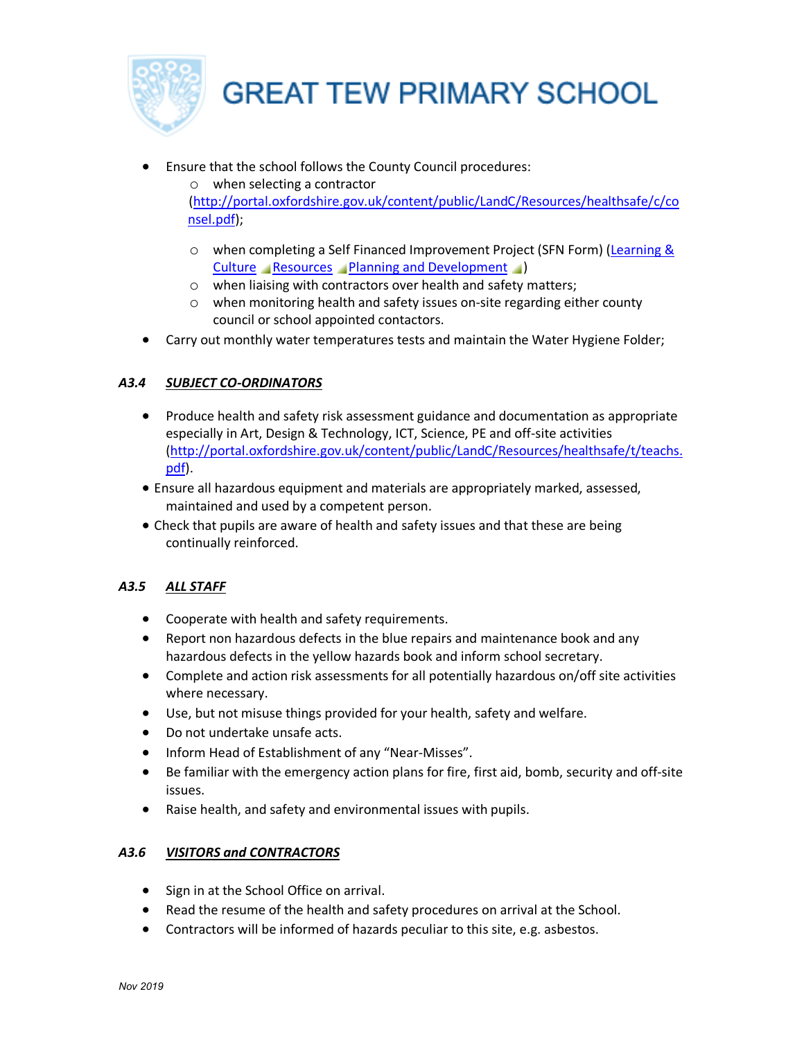- Ensure that the school follows the County Council procedures:
  - when selecting a contractor (http://portal.oxfordshire.gov.uk/content/public/LandC/Resources/healthsafe/c/consel.pdf);
  - when completing a Self Financed Improvement Project (SFN Form) (Learning & Culture Resources Planning and Development )
  - when liaising with contractors over health and safety matters;
  - when monitoring health and safety issues on-site regarding either county council or school appointed contactors.
- Carry out monthly water temperatures tests and maintain the Water Hygiene Folder;

### *A3.4 SUBJECT CO-ORDINATORS*

- Produce health and safety risk assessment guidance and documentation as appropriate especially in Art, Design & Technology, ICT, Science, PE and off-site activities (http://portal.oxfordshire.gov.uk/content/public/LandC/Resources/healthsafe/t/teachs.pdf).
- Ensure all hazardous equipment and materials are appropriately marked, assessed, maintained and used by a competent person.
- Check that pupils are aware of health and safety issues and that these are being continually reinforced.

### *A3.5 ALL STAFF*

- Cooperate with health and safety requirements.
- Report non hazardous defects in the blue repairs and maintenance book and any hazardous defects in the yellow hazards book and inform school secretary.
- Complete and action risk assessments for all potentially hazardous on/off site activities where necessary.
- Use, but not misuse things provided for your health, safety and welfare.
- Do not undertake unsafe acts.
- Inform Head of Establishment of any "Near-Misses".
- Be familiar with the emergency action plans for fire, first aid, bomb, security and off-site issues.
- Raise health, and safety and environmental issues with pupils.

### *A3.6 VISITORS and CONTRACTORS*

- Sign in at the School Office on arrival.
- Read the resume of the health and safety procedures on arrival at the School.
- Contractors will be informed of hazards peculiar to this site, e.g. asbestos.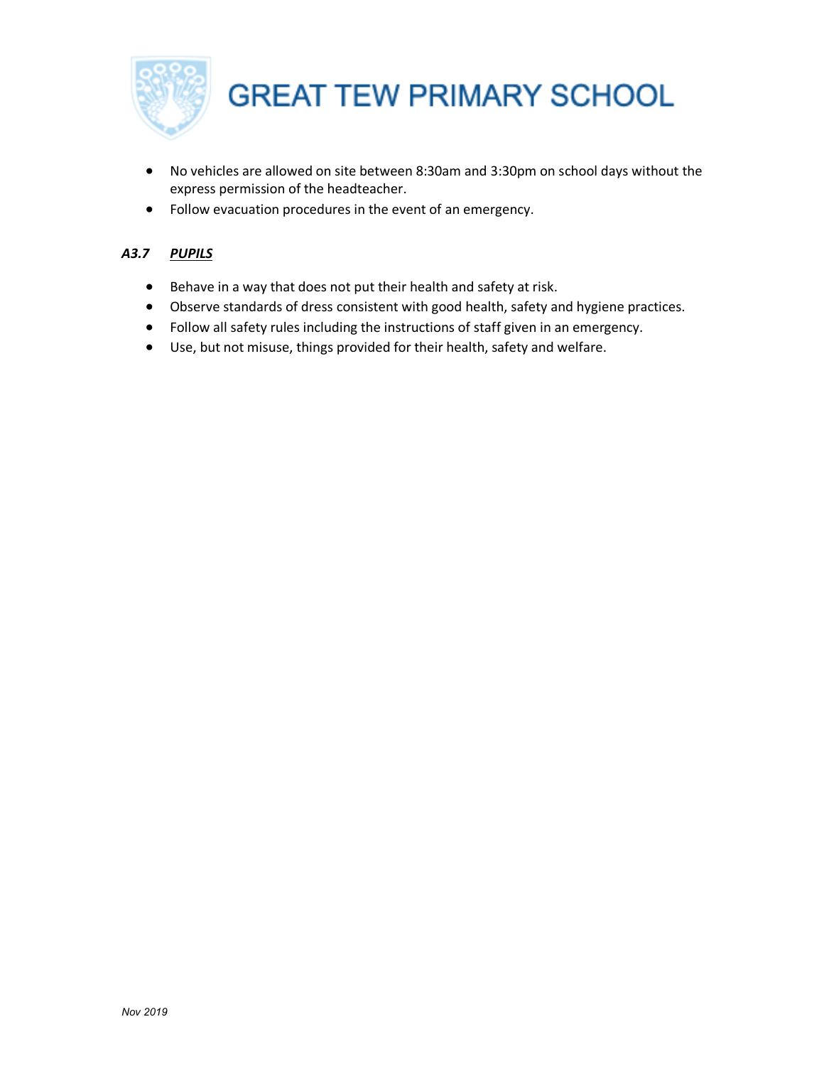- No vehicles are allowed on site between 8:30am and 3:30pm on school days without the express permission of the headteacher.
- Follow evacuation procedures in the event of an emergency.

### *A3.7* ***<u>PUPILS</u>***

- Behave in a way that does not put their health and safety at risk.
- Observe standards of dress consistent with good health, safety and hygiene practices.
- Follow all safety rules including the instructions of staff given in an emergency.
- Use, but not misuse, things provided for their health, safety and welfare.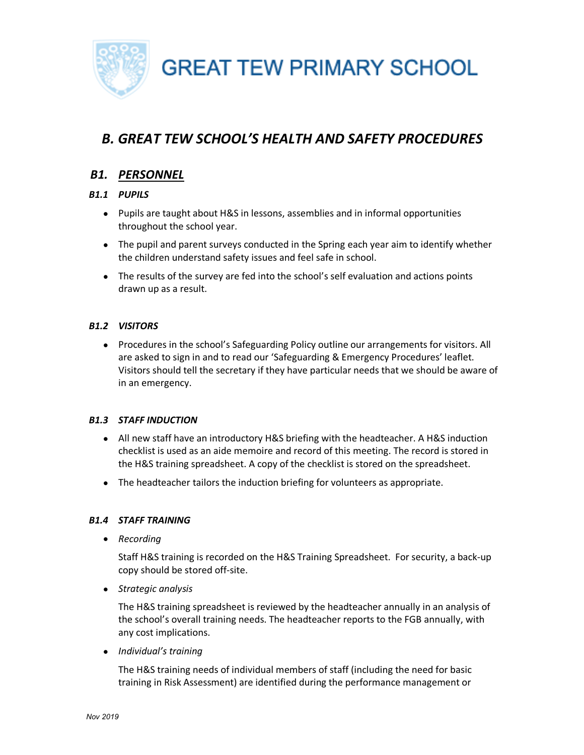# GREAT TEW PRIMARY SCHOOL

## *B. GREAT TEW SCHOOL'S HEALTH AND SAFETY PROCEDURES*

### *B1. PERSONNEL*

#### *B1.1 PUPILS*

- Pupils are taught about H&S in lessons, assemblies and in informal opportunities throughout the school year.
- The pupil and parent surveys conducted in the Spring each year aim to identify whether the children understand safety issues and feel safe in school.
- The results of the survey are fed into the school's self evaluation and actions points drawn up as a result.

#### *B1.2 VISITORS*

- Procedures in the school's Safeguarding Policy outline our arrangements for visitors. All are asked to sign in and to read our 'Safeguarding & Emergency Procedures' leaflet. Visitors should tell the secretary if they have particular needs that we should be aware of in an emergency.

#### *B1.3 STAFF INDUCTION*

- All new staff have an introductory H&S briefing with the headteacher. A H&S induction checklist is used as an aide memoire and record of this meeting. The record is stored in the H&S training spreadsheet. A copy of the checklist is stored on the spreadsheet.
- The headteacher tailors the induction briefing for volunteers as appropriate.

#### *B1.4 STAFF TRAINING*

- *Recording*

  Staff H&S training is recorded on the H&S Training Spreadsheet. For security, a back-up copy should be stored off-site.

- *Strategic analysis*

  The H&S training spreadsheet is reviewed by the headteacher annually in an analysis of the school's overall training needs. The headteacher reports to the FGB annually, with any cost implications.

- *Individual's training*

  The H&S training needs of individual members of staff (including the need for basic training in Risk Assessment) are identified during the performance management or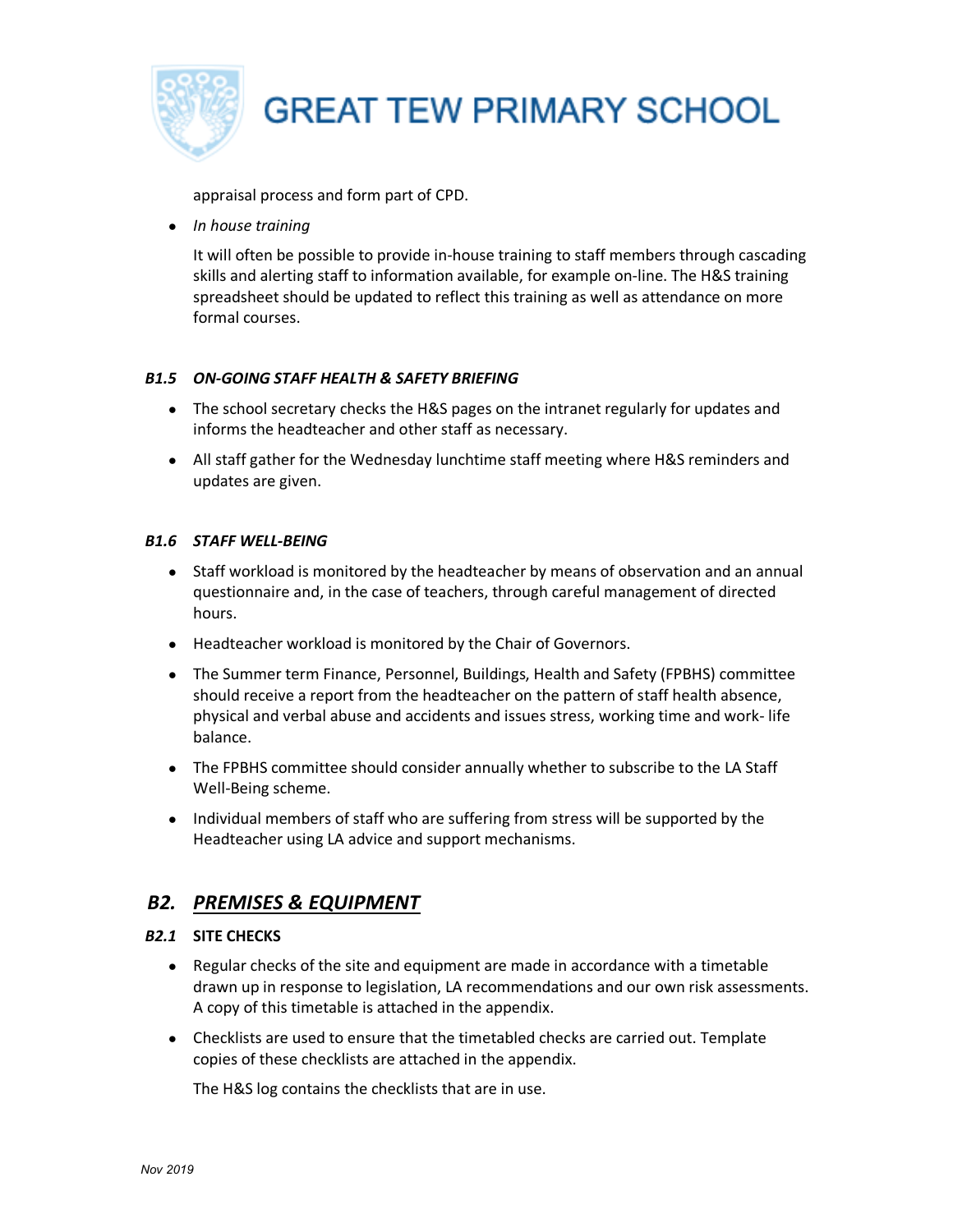appraisal process and form part of CPD.

- *In house training*

  It will often be possible to provide in-house training to staff members through cascading skills and alerting staff to information available, for example on-line. The H&S training spreadsheet should be updated to reflect this training as well as attendance on more formal courses.

### *B1.5 ON-GOING STAFF HEALTH & SAFETY BRIEFING*

- The school secretary checks the H&S pages on the intranet regularly for updates and informs the headteacher and other staff as necessary.
- All staff gather for the Wednesday lunchtime staff meeting where H&S reminders and updates are given.

### *B1.6 STAFF WELL-BEING*

- Staff workload is monitored by the headteacher by means of observation and an annual questionnaire and, in the case of teachers, through careful management of directed hours.
- Headteacher workload is monitored by the Chair of Governors.
- The Summer term Finance, Personnel, Buildings, Health and Safety (FPBHS) committee should receive a report from the headteacher on the pattern of staff health absence, physical and verbal abuse and accidents and issues stress, working time and work- life balance.
- The FPBHS committee should consider annually whether to subscribe to the LA Staff Well-Being scheme.
- Individual members of staff who are suffering from stress will be supported by the Headteacher using LA advice and support mechanisms.

## *B2. PREMISES & EQUIPMENT*

### *B2.1* SITE CHECKS

- Regular checks of the site and equipment are made in accordance with a timetable drawn up in response to legislation, LA recommendations and our own risk assessments. A copy of this timetable is attached in the appendix.
- Checklists are used to ensure that the timetabled checks are carried out. Template copies of these checklists are attached in the appendix.

  The H&S log contains the checklists that are in use.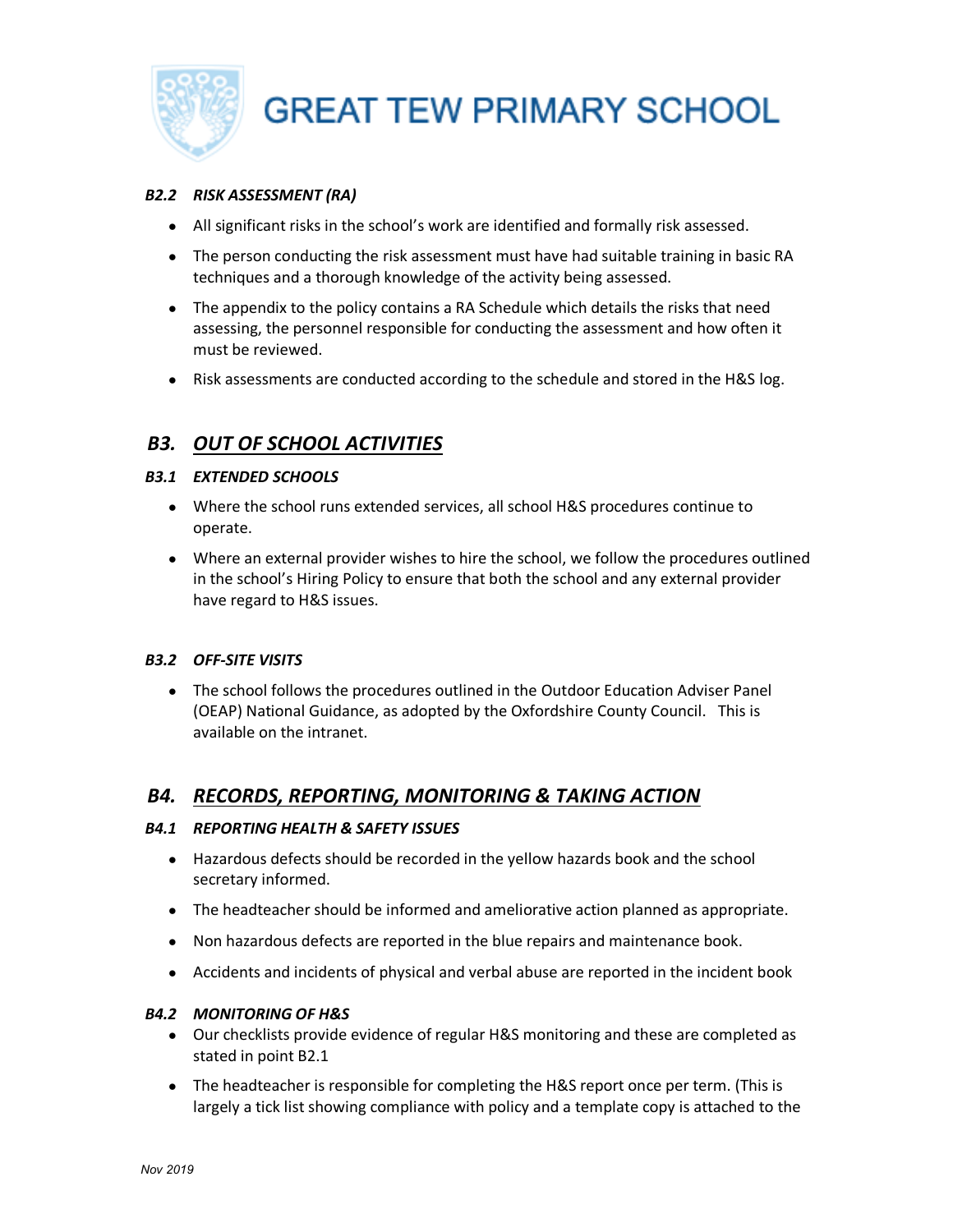#### *B2.2 RISK ASSESSMENT (RA)*

- All significant risks in the school's work are identified and formally risk assessed.
- The person conducting the risk assessment must have had suitable training in basic RA techniques and a thorough knowledge of the activity being assessed.
- The appendix to the policy contains a RA Schedule which details the risks that need assessing, the personnel responsible for conducting the assessment and how often it must be reviewed.
- Risk assessments are conducted according to the schedule and stored in the H&S log.

## *B3. OUT OF SCHOOL ACTIVITIES*

#### *B3.1 EXTENDED SCHOOLS*

- Where the school runs extended services, all school H&S procedures continue to operate.
- Where an external provider wishes to hire the school, we follow the procedures outlined in the school's Hiring Policy to ensure that both the school and any external provider have regard to H&S issues.

#### *B3.2 OFF-SITE VISITS*

- The school follows the procedures outlined in the Outdoor Education Adviser Panel (OEAP) National Guidance, as adopted by the Oxfordshire County Council. This is available on the intranet.

## *B4. RECORDS, REPORTING, MONITORING & TAKING ACTION*

#### *B4.1 REPORTING HEALTH & SAFETY ISSUES*

- Hazardous defects should be recorded in the yellow hazards book and the school secretary informed.
- The headteacher should be informed and ameliorative action planned as appropriate.
- Non hazardous defects are reported in the blue repairs and maintenance book.
- Accidents and incidents of physical and verbal abuse are reported in the incident book

#### *B4.2 MONITORING OF H&S*

- Our checklists provide evidence of regular H&S monitoring and these are completed as stated in point B2.1
- The headteacher is responsible for completing the H&S report once per term. (This is largely a tick list showing compliance with policy and a template copy is attached to the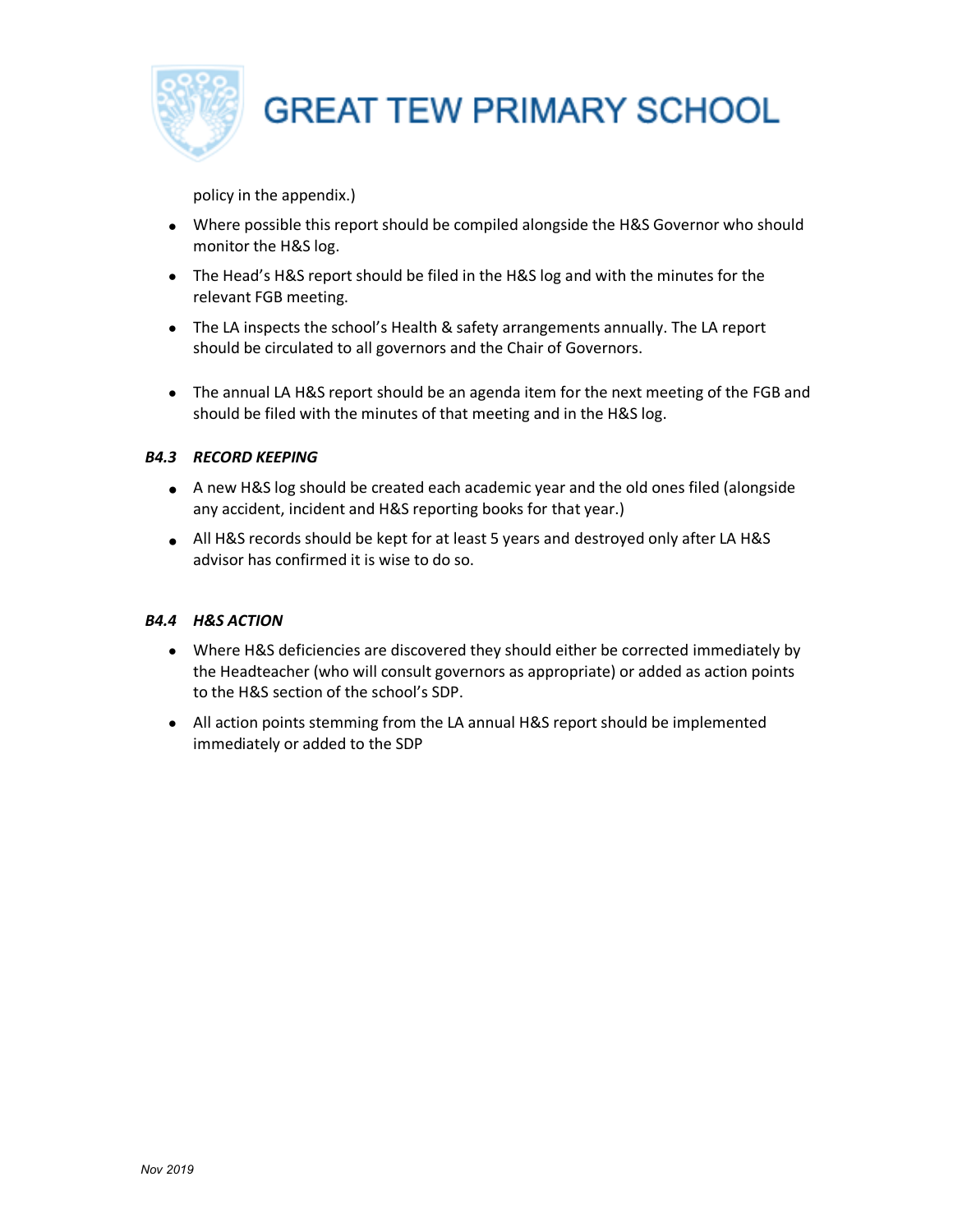policy in the appendix.)

- Where possible this report should be compiled alongside the H&S Governor who should monitor the H&S log.
- The Head's H&S report should be filed in the H&S log and with the minutes for the relevant FGB meeting.
- The LA inspects the school's Health & safety arrangements annually. The LA report should be circulated to all governors and the Chair of Governors.
- The annual LA H&S report should be an agenda item for the next meeting of the FGB and should be filed with the minutes of that meeting and in the H&S log.

### *B4.3 RECORD KEEPING*

- A new H&S log should be created each academic year and the old ones filed (alongside any accident, incident and H&S reporting books for that year.)
- All H&S records should be kept for at least 5 years and destroyed only after LA H&S advisor has confirmed it is wise to do so.

### *B4.4 H&S ACTION*

- Where H&S deficiencies are discovered they should either be corrected immediately by the Headteacher (who will consult governors as appropriate) or added as action points to the H&S section of the school's SDP.
- All action points stemming from the LA annual H&S report should be implemented immediately or added to the SDP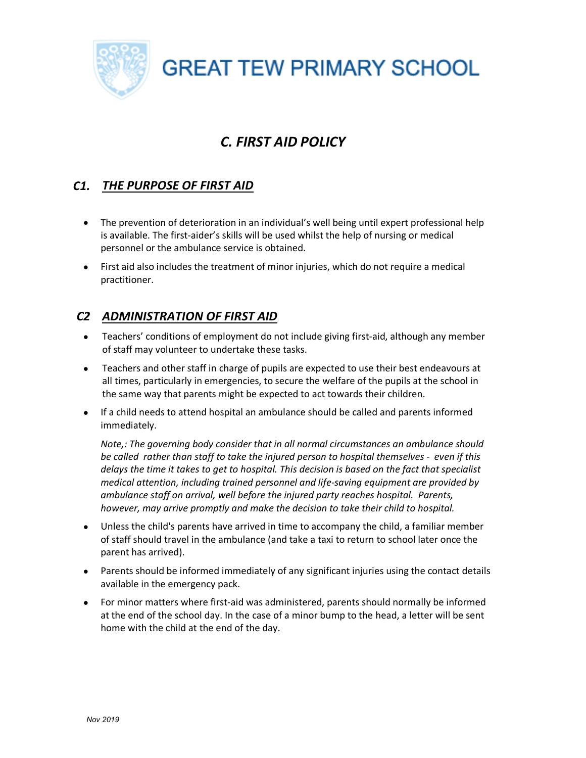# GREAT TEW PRIMARY SCHOOL

## *C. FIRST AID POLICY*

### *C1. THE PURPOSE OF FIRST AID*

- The prevention of deterioration in an individual's well being until expert professional help is available. The first-aider's skills will be used whilst the help of nursing or medical personnel or the ambulance service is obtained.
- First aid also includes the treatment of minor injuries, which do not require a medical practitioner.

### *C2 ADMINISTRATION OF FIRST AID*

- Teachers' conditions of employment do not include giving first-aid, although any member of staff may volunteer to undertake these tasks.
- Teachers and other staff in charge of pupils are expected to use their best endeavours at all times, particularly in emergencies, to secure the welfare of the pupils at the school in the same way that parents might be expected to act towards their children.
- If a child needs to attend hospital an ambulance should be called and parents informed immediately.

  *Note,: The governing body consider that in all normal circumstances an ambulance should be called rather than staff to take the injured person to hospital themselves - even if this delays the time it takes to get to hospital. This decision is based on the fact that specialist medical attention, including trained personnel and life-saving equipment are provided by ambulance staff on arrival, well before the injured party reaches hospital. Parents, however, may arrive promptly and make the decision to take their child to hospital.*

- Unless the child's parents have arrived in time to accompany the child, a familiar member of staff should travel in the ambulance (and take a taxi to return to school later once the parent has arrived).
- Parents should be informed immediately of any significant injuries using the contact details available in the emergency pack.
- For minor matters where first-aid was administered, parents should normally be informed at the end of the school day. In the case of a minor bump to the head, a letter will be sent home with the child at the end of the day.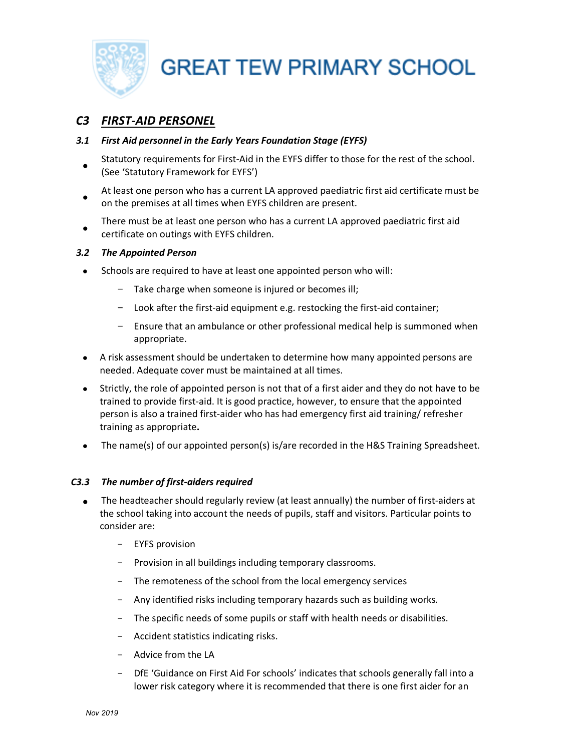# GREAT TEW PRIMARY SCHOOL

## *C3 FIRST-AID PERSONEL*

### *3.1 First Aid personnel in the Early Years Foundation Stage (EYFS)*

- Statutory requirements for First-Aid in the EYFS differ to those for the rest of the school. (See 'Statutory Framework for EYFS')
- At least one person who has a current LA approved paediatric first aid certificate must be on the premises at all times when EYFS children are present.
- There must be at least one person who has a current LA approved paediatric first aid certificate on outings with EYFS children.

### *3.2 The Appointed Person*

- Schools are required to have at least one appointed person who will:
  - Take charge when someone is injured or becomes ill;
  - Look after the first-aid equipment e.g. restocking the first-aid container;
  - Ensure that an ambulance or other professional medical help is summoned when appropriate.
- A risk assessment should be undertaken to determine how many appointed persons are needed. Adequate cover must be maintained at all times.
- Strictly, the role of appointed person is not that of a first aider and they do not have to be trained to provide first-aid. It is good practice, however, to ensure that the appointed person is also a trained first-aider who has had emergency first aid training/ refresher training as appropriate**.**
- The name(s) of our appointed person(s) is/are recorded in the H&S Training Spreadsheet.

### *C3.3 The number of first-aiders required*

- The headteacher should regularly review (at least annually) the number of first-aiders at the school taking into account the needs of pupils, staff and visitors. Particular points to consider are:
  - EYFS provision
  - Provision in all buildings including temporary classrooms.
  - The remoteness of the school from the local emergency services
  - Any identified risks including temporary hazards such as building works.
  - The specific needs of some pupils or staff with health needs or disabilities.
  - Accident statistics indicating risks.
  - Advice from the LA
  - DfE 'Guidance on First Aid For schools' indicates that schools generally fall into a lower risk category where it is recommended that there is one first aider for an

*Nov 2019*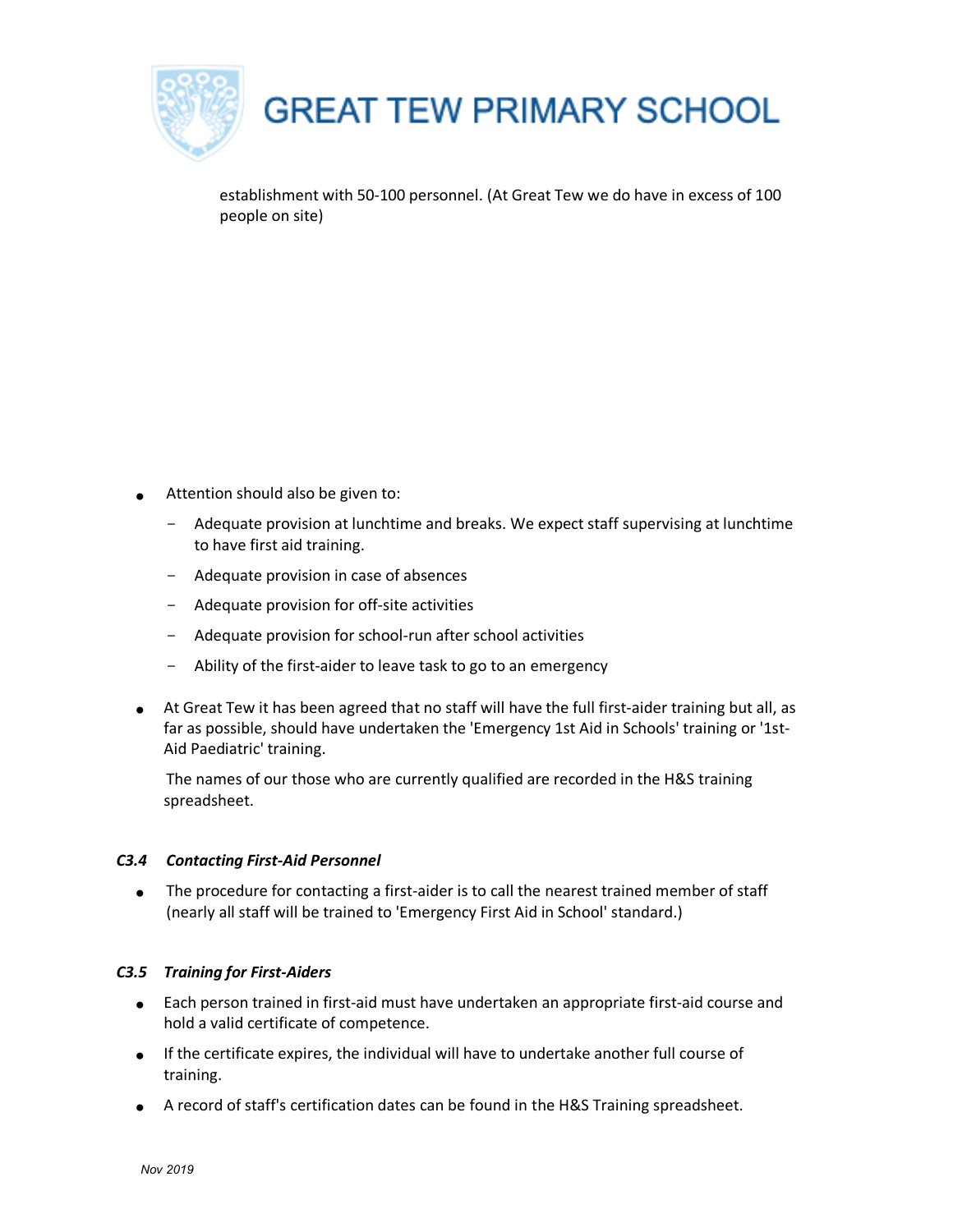establishment with 50-100 personnel. (At Great Tew we do have in excess of 100 people on site)

- Attention should also be given to:
  - Adequate provision at lunchtime and breaks. We expect staff supervising at lunchtime to have first aid training.
  - Adequate provision in case of absences
  - Adequate provision for off-site activities
  - Adequate provision for school-run after school activities
  - Ability of the first-aider to leave task to go to an emergency
- At Great Tew it has been agreed that no staff will have the full first-aider training but all, as far as possible, should have undertaken the 'Emergency 1st Aid in Schools' training or '1st-Aid Paediatric' training.

  The names of our those who are currently qualified are recorded in the H&S training spreadsheet.

### *C3.4 Contacting First-Aid Personnel*

- The procedure for contacting a first-aider is to call the nearest trained member of staff (nearly all staff will be trained to 'Emergency First Aid in School' standard.)

### *C3.5 Training for First-Aiders*

- Each person trained in first-aid must have undertaken an appropriate first-aid course and hold a valid certificate of competence.
- If the certificate expires, the individual will have to undertake another full course of training.
- A record of staff's certification dates can be found in the H&S Training spreadsheet.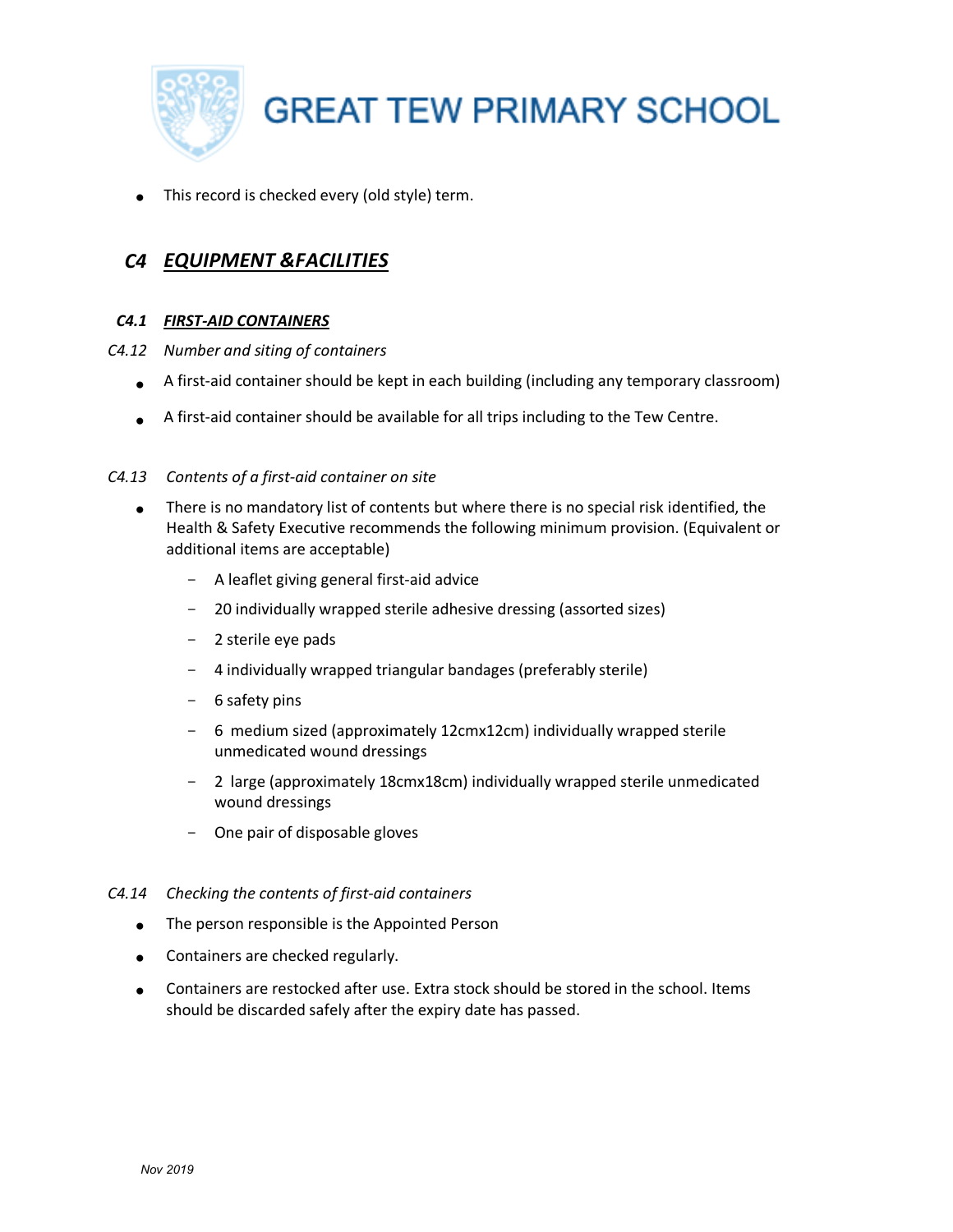- This record is checked every (old style) term.

## *C4* ***<u>EQUIPMENT &FACILITIES</u>***

### *C4.1* ***<u>FIRST-AID CONTAINERS</u>***

*C4.12 Number and siting of containers*

- A first-aid container should be kept in each building (including any temporary classroom)
- A first-aid container should be available for all trips including to the Tew Centre.

*C4.13 Contents of a first-aid container on site*

- There is no mandatory list of contents but where there is no special risk identified, the Health & Safety Executive recommends the following minimum provision. (Equivalent or additional items are acceptable)
  - A leaflet giving general first-aid advice
  - 20 individually wrapped sterile adhesive dressing (assorted sizes)
  - 2 sterile eye pads
  - 4 individually wrapped triangular bandages (preferably sterile)
  - 6 safety pins
  - 6 medium sized (approximately 12cmx12cm) individually wrapped sterile unmedicated wound dressings
  - 2 large (approximately 18cmx18cm) individually wrapped sterile unmedicated wound dressings
  - One pair of disposable gloves

*C4.14 Checking the contents of first-aid containers*

- The person responsible is the Appointed Person
- Containers are checked regularly.
- Containers are restocked after use. Extra stock should be stored in the school. Items should be discarded safely after the expiry date has passed.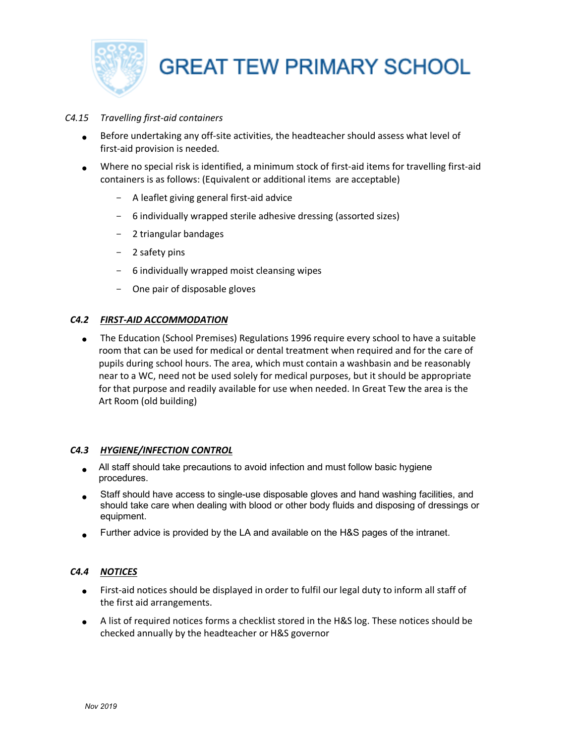*C4.15 Travelling first-aid containers*

- Before undertaking any off-site activities, the headteacher should assess what level of first-aid provision is needed.
- Where no special risk is identified, a minimum stock of first-aid items for travelling first-aid containers is as follows: (Equivalent or additional items are acceptable)
  - A leaflet giving general first-aid advice
  - 6 individually wrapped sterile adhesive dressing (assorted sizes)
  - 2 triangular bandages
  - 2 safety pins
  - 6 individually wrapped moist cleansing wipes
  - One pair of disposable gloves

## ***C4.2 <u>FIRST-AID ACCOMMODATION</u>***

- The Education (School Premises) Regulations 1996 require every school to have a suitable room that can be used for medical or dental treatment when required and for the care of pupils during school hours. The area, which must contain a washbasin and be reasonably near to a WC, need not be used solely for medical purposes, but it should be appropriate for that purpose and readily available for use when needed. In Great Tew the area is the Art Room (old building)

## ***C4.3 <u>HYGIENE/INFECTION CONTROL</u>***

- All staff should take precautions to avoid infection and must follow basic hygiene procedures.
- Staff should have access to single-use disposable gloves and hand washing facilities, and should take care when dealing with blood or other body fluids and disposing of dressings or equipment.
- Further advice is provided by the LA and available on the H&S pages of the intranet.

## ***C4.4 <u>NOTICES</u>***

- First-aid notices should be displayed in order to fulfil our legal duty to inform all staff of the first aid arrangements.
- A list of required notices forms a checklist stored in the H&S log. These notices should be checked annually by the headteacher or H&S governor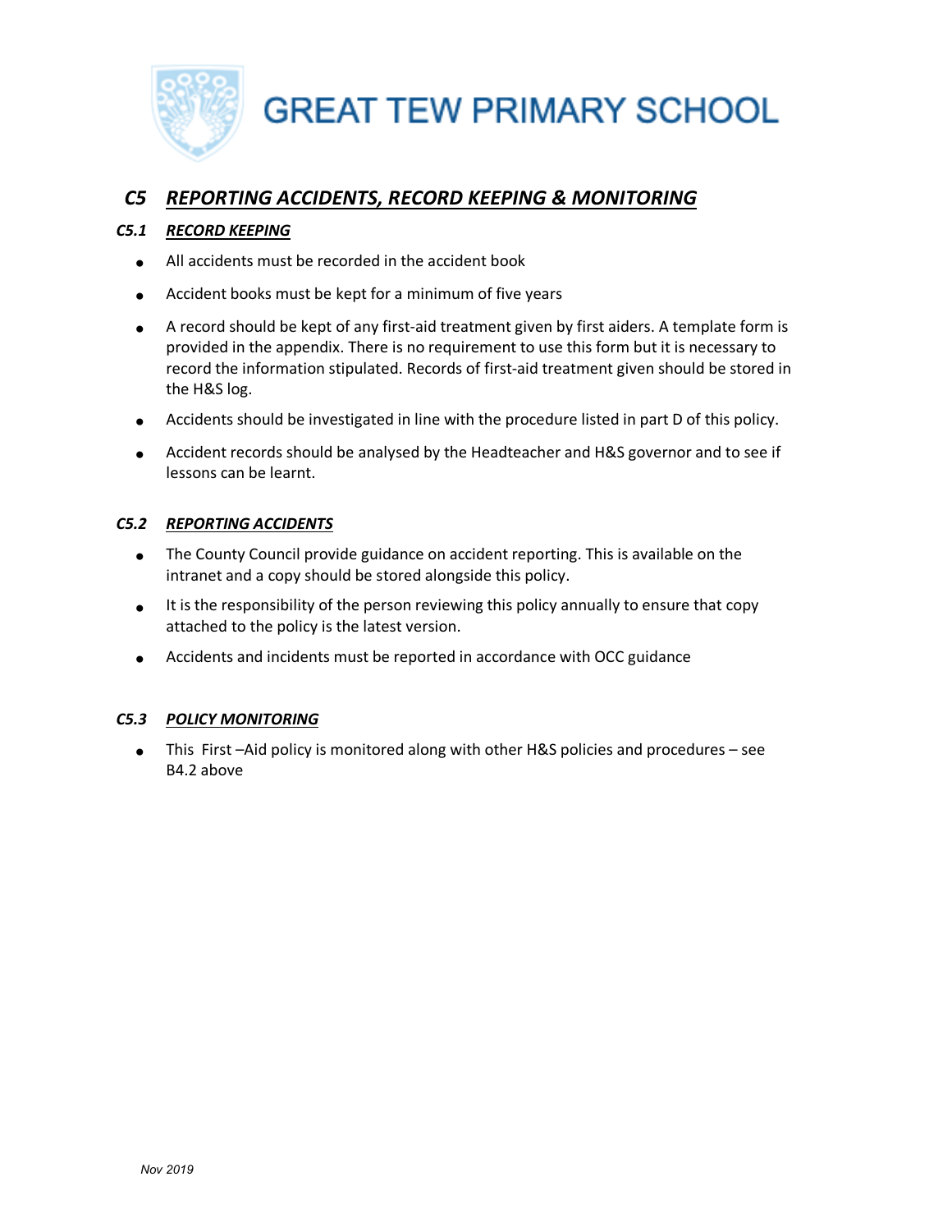GREAT TEW PRIMARY SCHOOL

## *C5 REPORTING ACCIDENTS, RECORD KEEPING & MONITORING*

### *C5.1 RECORD KEEPING*

- All accidents must be recorded in the accident book
- Accident books must be kept for a minimum of five years
- A record should be kept of any first-aid treatment given by first aiders. A template form is provided in the appendix. There is no requirement to use this form but it is necessary to record the information stipulated. Records of first-aid treatment given should be stored in the H&S log.
- Accidents should be investigated in line with the procedure listed in part D of this policy.
- Accident records should be analysed by the Headteacher and H&S governor and to see if lessons can be learnt.

### *C5.2 REPORTING ACCIDENTS*

- The County Council provide guidance on accident reporting. This is available on the intranet and a copy should be stored alongside this policy.
- It is the responsibility of the person reviewing this policy annually to ensure that copy attached to the policy is the latest version.
- Accidents and incidents must be reported in accordance with OCC guidance

### *C5.3 POLICY MONITORING*

- This First –Aid policy is monitored along with other H&S policies and procedures – see B4.2 above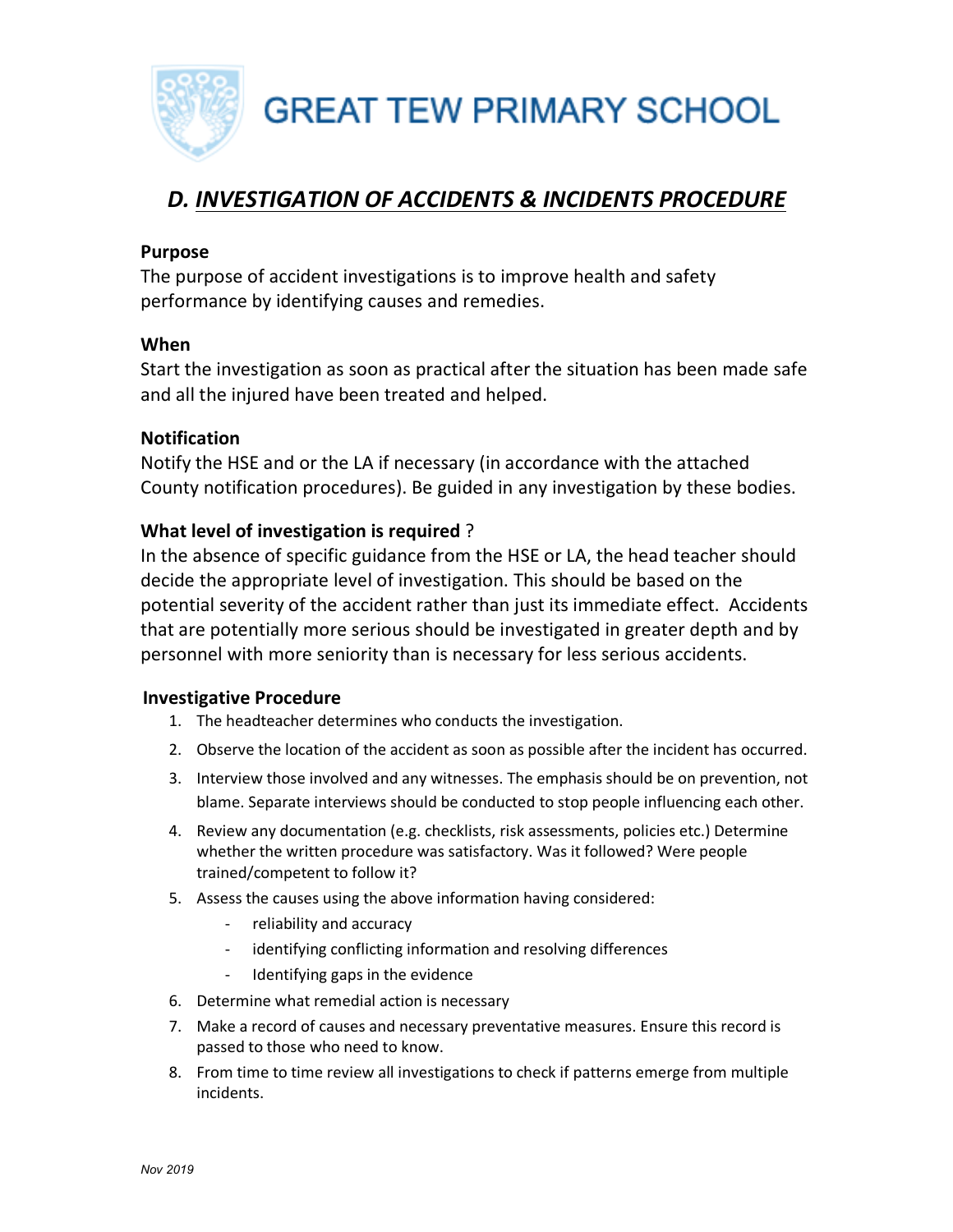# GREAT TEW PRIMARY SCHOOL

## *D. INVESTIGATION OF ACCIDENTS & INCIDENTS PROCEDURE*

**Purpose**

The purpose of accident investigations is to improve health and safety performance by identifying causes and remedies.

**When**

Start the investigation as soon as practical after the situation has been made safe and all the injured have been treated and helped.

**Notification**

Notify the HSE and or the LA if necessary (in accordance with the attached County notification procedures). Be guided in any investigation by these bodies.

**What level of investigation is required** ?

In the absence of specific guidance from the HSE or LA, the head teacher should decide the appropriate level of investigation. This should be based on the potential severity of the accident rather than just its immediate effect. Accidents that are potentially more serious should be investigated in greater depth and by personnel with more seniority than is necessary for less serious accidents.

**Investigative Procedure**

1. The headteacher determines who conducts the investigation.
2. Observe the location of the accident as soon as possible after the incident has occurred.
3. Interview those involved and any witnesses. The emphasis should be on prevention, not blame. Separate interviews should be conducted to stop people influencing each other.
4. Review any documentation (e.g. checklists, risk assessments, policies etc.) Determine whether the written procedure was satisfactory. Was it followed? Were people trained/competent to follow it?
5. Assess the causes using the above information having considered:
   - reliability and accuracy
   - identifying conflicting information and resolving differences
   - Identifying gaps in the evidence
6. Determine what remedial action is necessary
7. Make a record of causes and necessary preventative measures. Ensure this record is passed to those who need to know.
8. From time to time review all investigations to check if patterns emerge from multiple incidents.

*Nov 2019*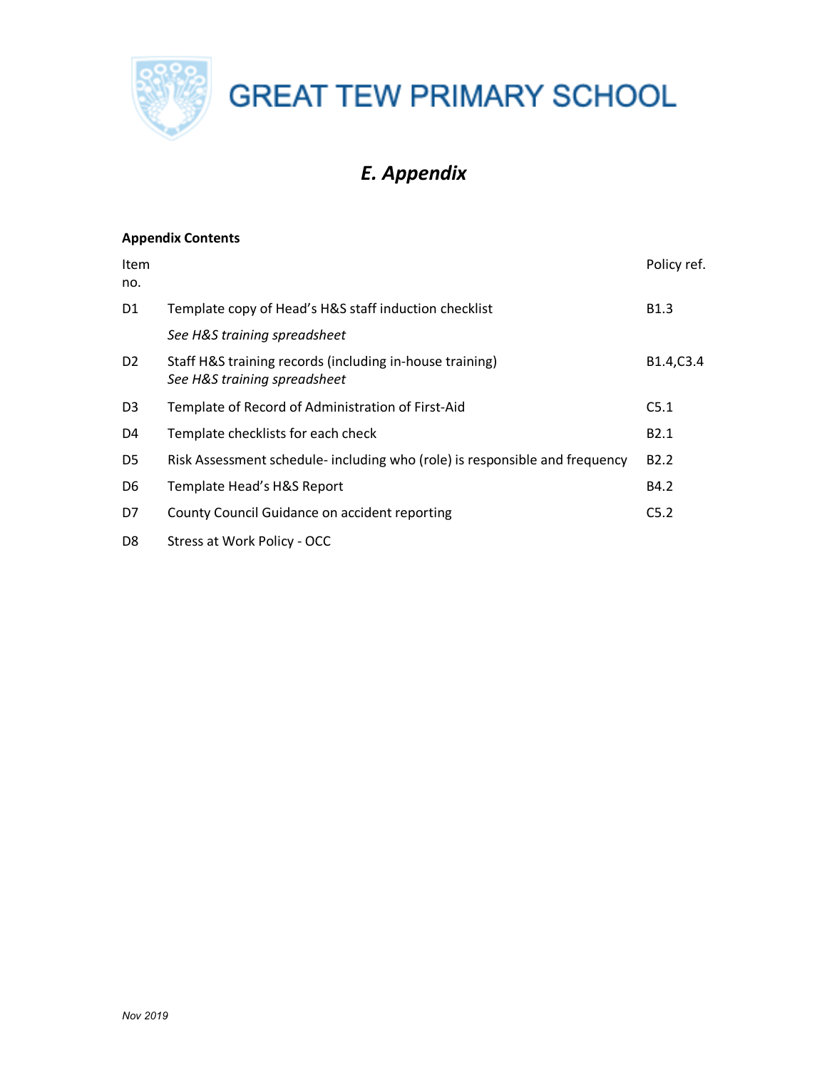GREAT TEW PRIMARY SCHOOL

# *E. Appendix*

**Appendix Contents**

| Item no. | | Policy ref. |
|---|---|---|
| D1 | Template copy of Head's H&S staff induction checklist<br>*See H&S training spreadsheet* | B1.3 |
| D2 | Staff H&S training records (including in-house training)<br>*See H&S training spreadsheet* | B1.4,C3.4 |
| D3 | Template of Record of Administration of First-Aid | C5.1 |
| D4 | Template checklists for each check | B2.1 |
| D5 | Risk Assessment schedule- including who (role) is responsible and frequency | B2.2 |
| D6 | Template Head's H&S Report | B4.2 |
| D7 | County Council Guidance on accident reporting | C5.2 |
| D8 | Stress at Work Policy - OCC | |

*Nov 2019*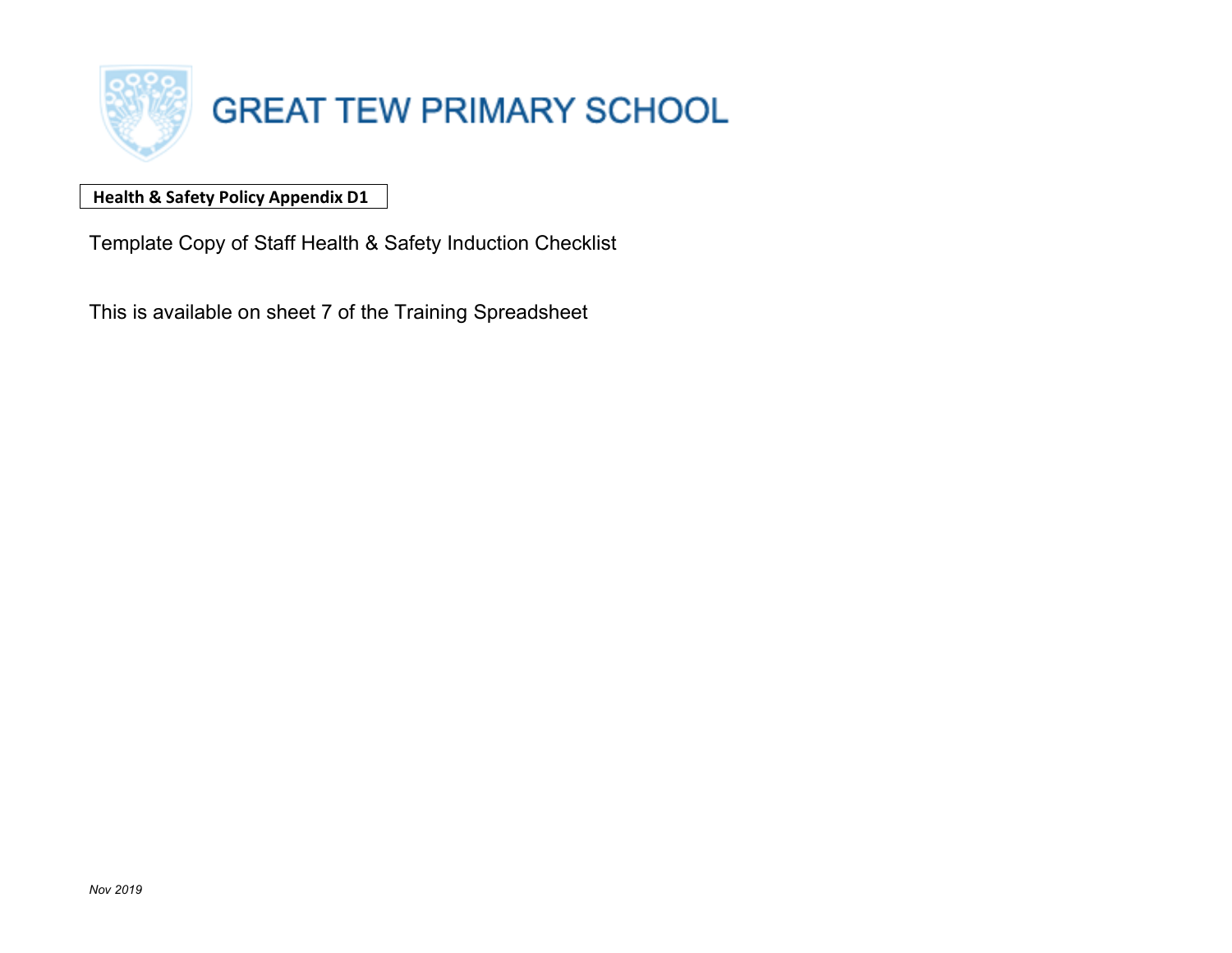# GREAT TEW PRIMARY SCHOOL

**Health & Safety Policy Appendix D1**

Template Copy of Staff Health & Safety Induction Checklist

This is available on sheet 7 of the Training Spreadsheet

*Nov 2019*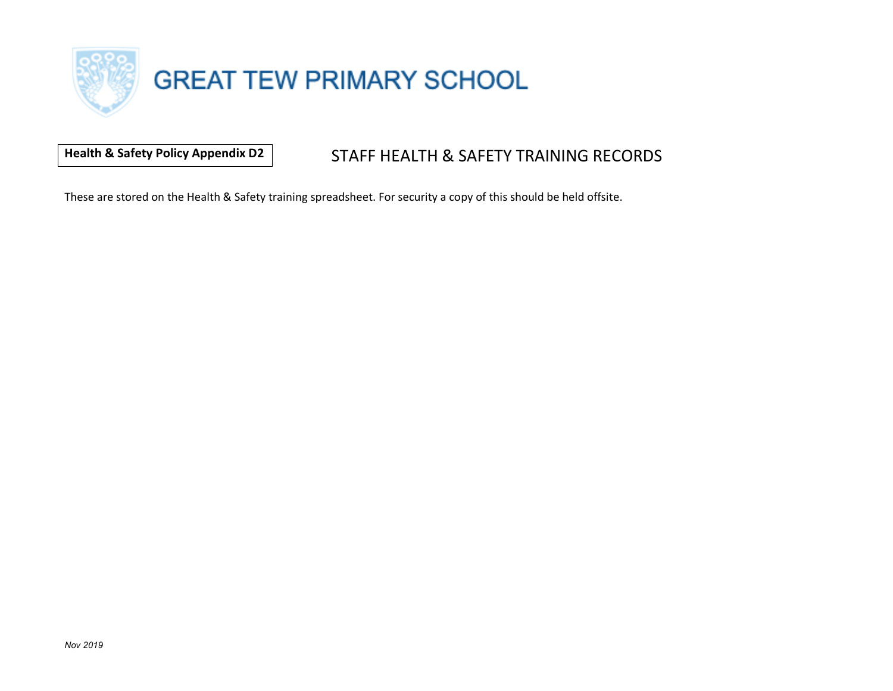# GREAT TEW PRIMARY SCHOOL

**Health & Safety Policy Appendix D2**

## STAFF HEALTH & SAFETY TRAINING RECORDS

These are stored on the Health & Safety training spreadsheet. For security a copy of this should be held offsite.

*Nov 2019*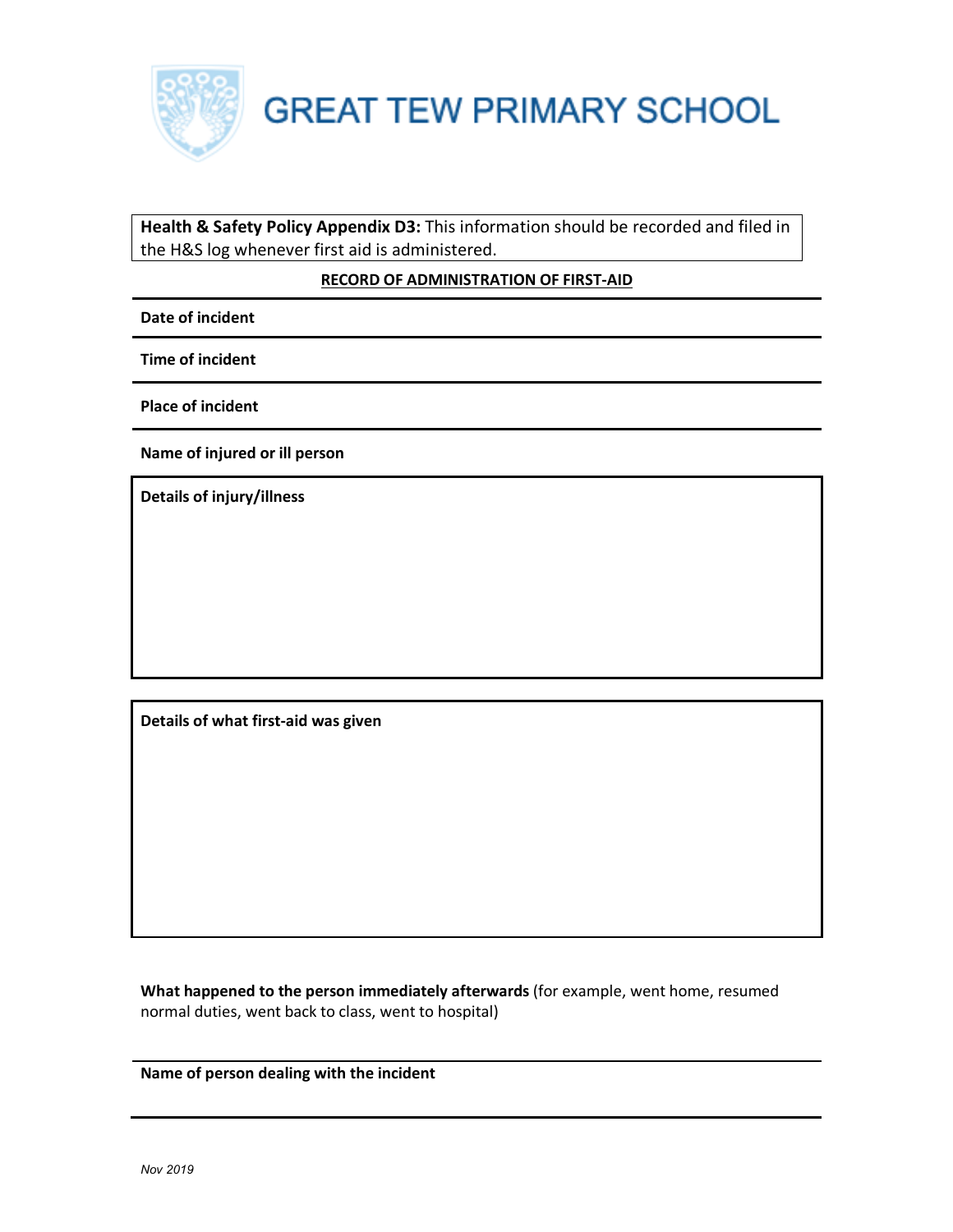# GREAT TEW PRIMARY SCHOOL

**Health & Safety Policy Appendix D3:** This information should be recorded and filed in the H&S log whenever first aid is administered.

**RECORD OF ADMINISTRATION OF FIRST-AID**

**Date of incident**

**Time of incident**

**Place of incident**

**Name of injured or ill person**

**Details of injury/illness**

**Details of what first-aid was given**

**What happened to the person immediately afterwards** (for example, went home, resumed normal duties, went back to class, went to hospital)

**Name of person dealing with the incident**

*Nov 2019*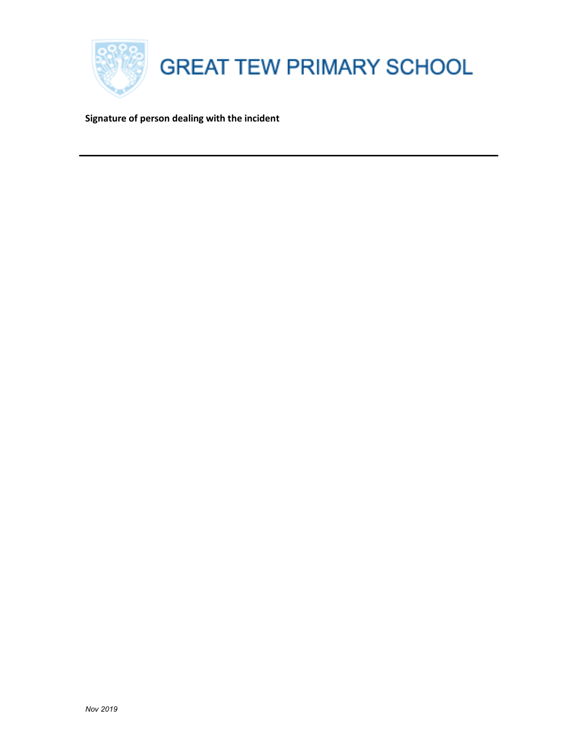**Signature of person dealing with the incident**

---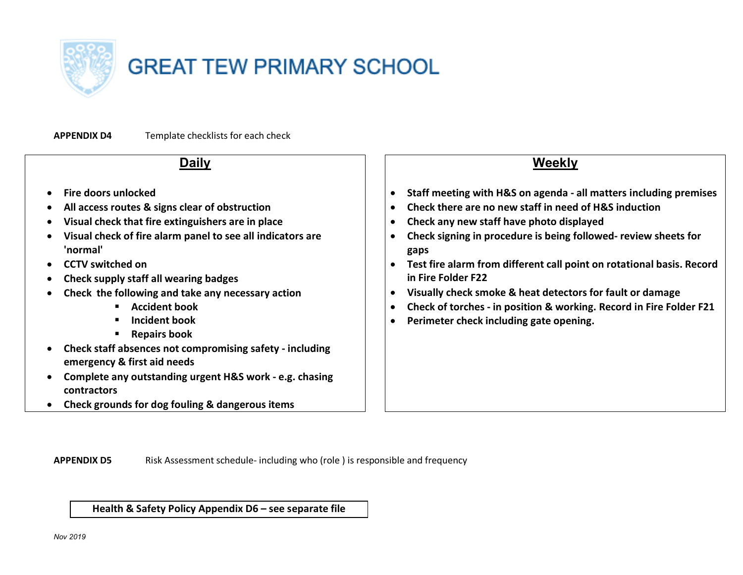# GREAT TEW PRIMARY SCHOOL

**APPENDIX D4** Template checklists for each check

## Daily

- **Fire doors unlocked**
- **All access routes & signs clear of obstruction**
- **Visual check that fire extinguishers are in place**
- **Visual check of fire alarm panel to see all indicators are 'normal'**
- **CCTV switched on**
- **Check supply staff all wearing badges**
- **Check the following and take any necessary action**
  - **Accident book**
  - **Incident book**
  - **Repairs book**
- **Check staff absences not compromising safety - including emergency & first aid needs**
- **Complete any outstanding urgent H&S work - e.g. chasing contractors**
- **Check grounds for dog fouling & dangerous items**

## Weekly

- **Staff meeting with H&S on agenda - all matters including premises**
- **Check there are no new staff in need of H&S induction**
- **Check any new staff have photo displayed**
- **Check signing in procedure is being followed- review sheets for gaps**
- **Test fire alarm from different call point on rotational basis. Record in Fire Folder F22**
- **Visually check smoke & heat detectors for fault or damage**
- **Check of torches - in position & working. Record in Fire Folder F21**
- **Perimeter check including gate opening.**

**APPENDIX D5** Risk Assessment schedule- including who (role ) is responsible and frequency

**Health & Safety Policy Appendix D6 – see separate file**

*Nov 2019*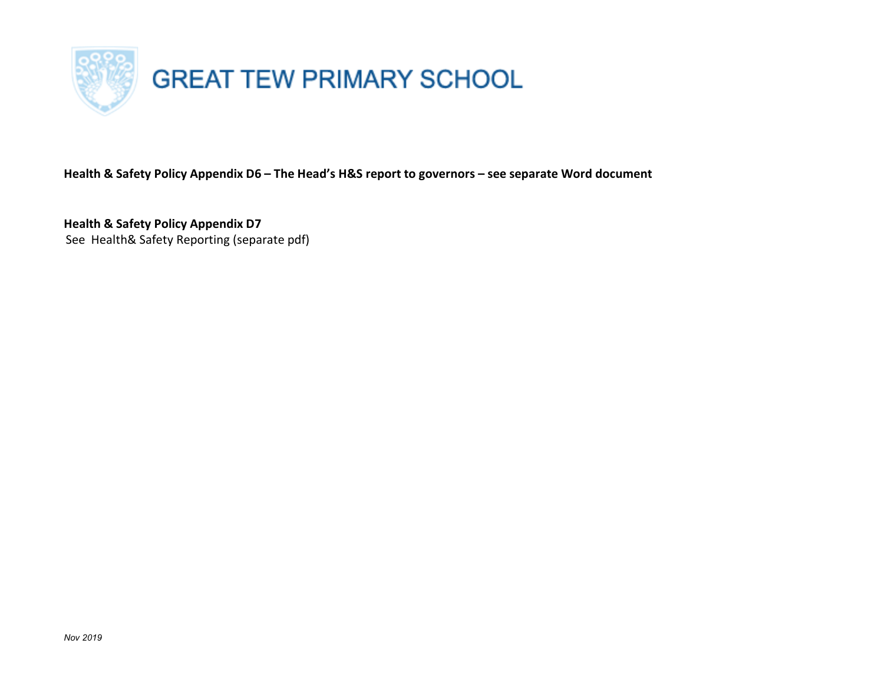GREAT TEW PRIMARY SCHOOL

**Health & Safety Policy Appendix D6 – The Head's H&S report to governors – see separate Word document**

**Health & Safety Policy Appendix D7**

See Health& Safety Reporting (separate pdf)

*Nov 2019*